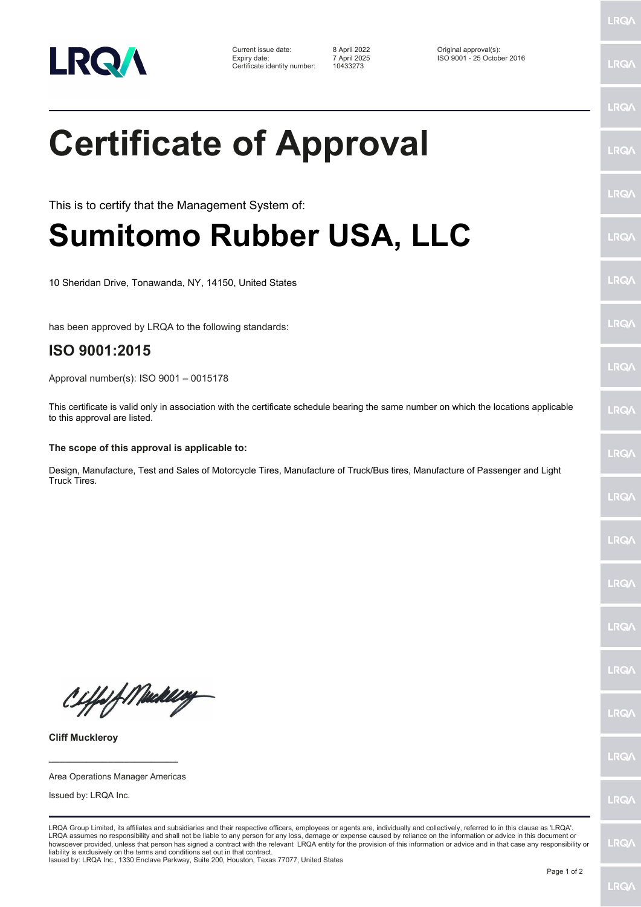LRQA

| | | |
|---|---|---|
| Current issue date: | 8 April 2022 | Original approval(s): |
| Expiry date: | 7 April 2025 | ISO 9001 - 25 October 2016 |
| Certificate identity number: | 10433273 | |

# Certificate of Approval

This is to certify that the Management System of:

# Sumitomo Rubber USA, LLC

10 Sheridan Drive, Tonawanda, NY, 14150, United States

has been approved by LRQA to the following standards:

## ISO 9001:2015

Approval number(s): ISO 9001 – 0015178

This certificate is valid only in association with the certificate schedule bearing the same number on which the locations applicable to this approval are listed.

**The scope of this approval is applicable to:**

Design, Manufacture, Test and Sales of Motorcycle Tires, Manufacture of Truck/Bus tires, Manufacture of Passenger and Light Truck Tires.

**Cliff Muckleroy**

Area Operations Manager Americas

Issued by: LRQA Inc.

LRQA Group Limited, its affiliates and subsidiaries and their respective officers, employees or agents are, individually and collectively, referred to in this clause as 'LRQA'. LRQA assumes no responsibility and shall not be liable to any person for any loss, damage or expense caused by reliance on the information or advice in this document or howsoever provided, unless that person has signed a contract with the relevant LRQA entity for the provision of this information or advice and in that case any responsibility or liability is exclusively on the terms and conditions set out in that contract.
Issued by: LRQA Inc., 1330 Enclave Parkway, Suite 200, Houston, Texas 77077, United States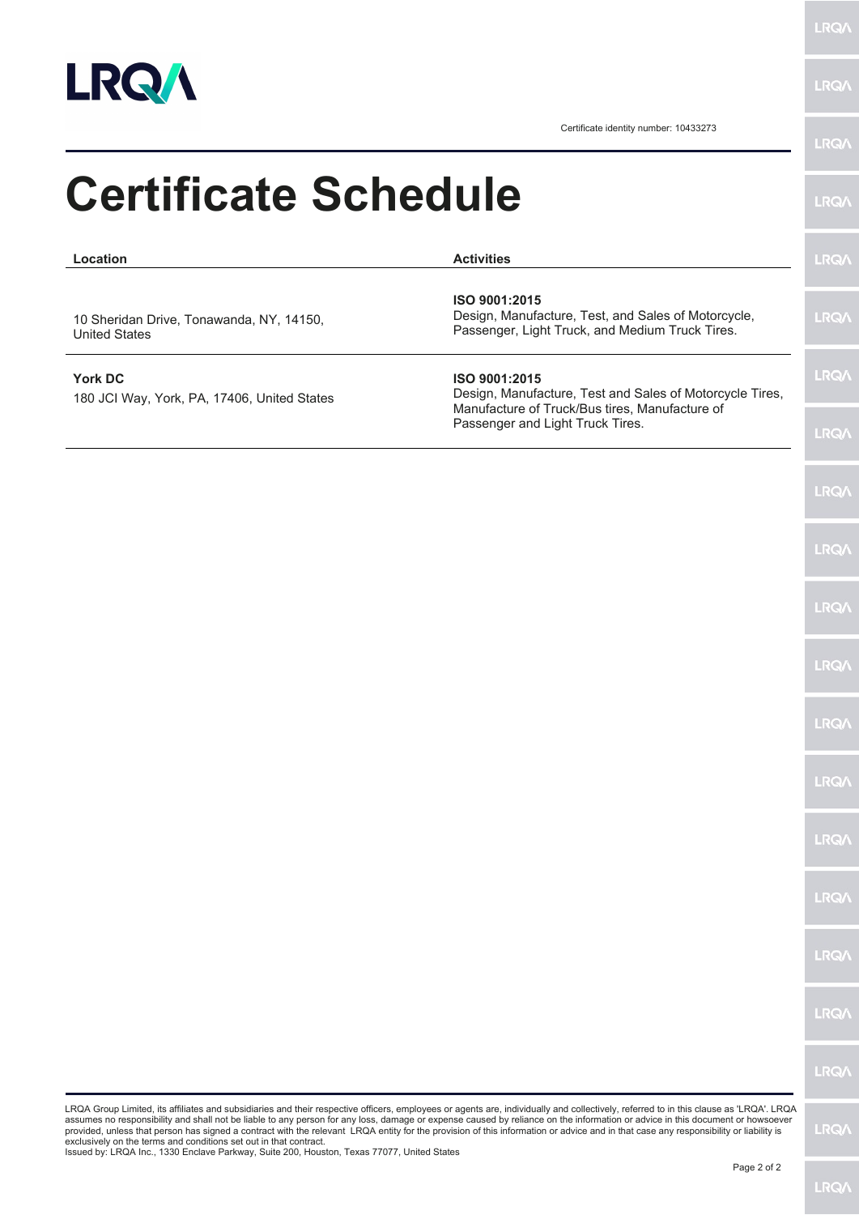Certificate identity number: 10433273

# Certificate Schedule

| Location | Activities |
| --- | --- |
| 10 Sheridan Drive, Tonawanda, NY, 14150, United States | **ISO 9001:2015**<br>Design, Manufacture, Test, and Sales of Motorcycle, Passenger, Light Truck, and Medium Truck Tires. |
| **York DC**<br>180 JCI Way, York, PA, 17406, United States | **ISO 9001:2015**<br>Design, Manufacture, Test and Sales of Motorcycle Tires, Manufacture of Truck/Bus tires, Manufacture of Passenger and Light Truck Tires. |

LRQA Group Limited, its affiliates and subsidiaries and their respective officers, employees or agents are, individually and collectively, referred to in this clause as 'LRQA'. LRQA assumes no responsibility and shall not be liable to any person for any loss, damage or expense caused by reliance on the information or advice in this document or howsoever provided, unless that person has signed a contract with the relevant LRQA entity for the provision of this information or advice and in that case any responsibility or liability is exclusively on the terms and conditions set out in that contract.
Issued by: LRQA Inc., 1330 Enclave Parkway, Suite 200, Houston, Texas 77077, United States